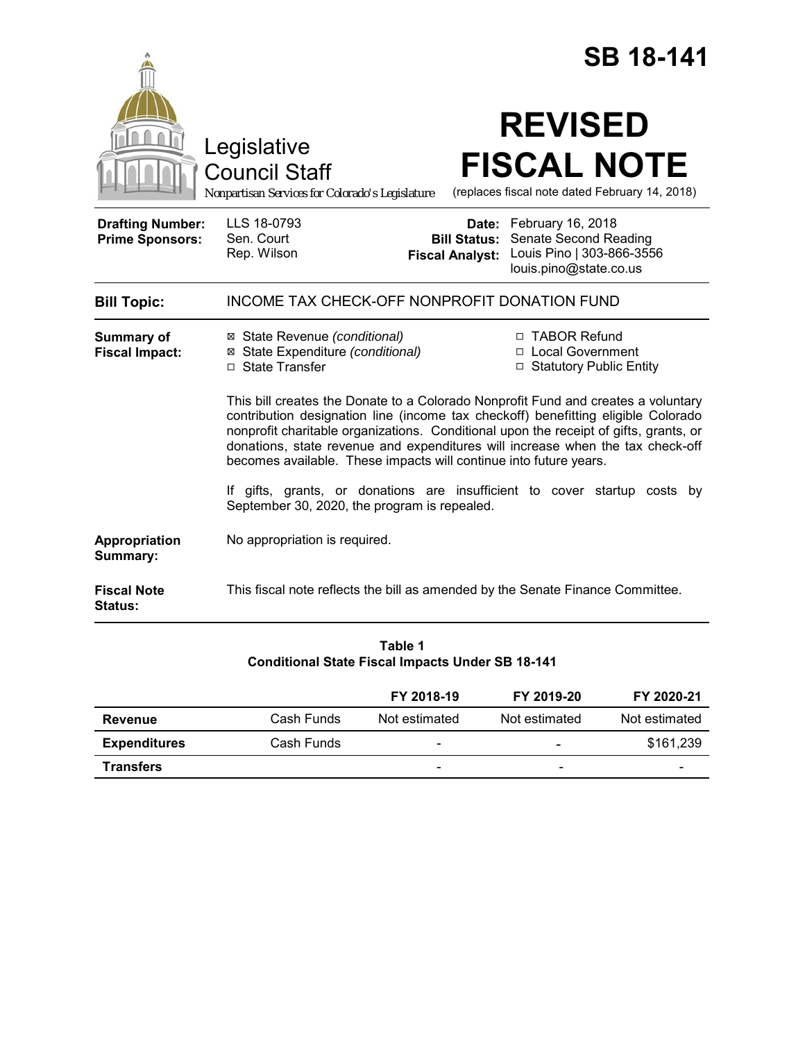# SB 18-141

Legislative Council Staff

*Nonpartisan Services for Colorado's Legislature*

# REVISED FISCAL NOTE

(replaces fiscal note dated February 14, 2018)

| | | | |
|---|---|---|---|
| **Drafting Number:** | LLS 18-0793 | **Date:** | February 16, 2018 |
| **Prime Sponsors:** | Sen. Court<br>Rep. Wilson | **Bill Status:** | Senate Second Reading |
| | | **Fiscal Analyst:** | Louis Pino \| 303-866-3556<br>louis.pino@state.co.us |

**Bill Topic:** INCOME TAX CHECK-OFF NONPROFIT DONATION FUND

**Summary of Fiscal Impact:**

- ☒ State Revenue *(conditional)*
- ☒ State Expenditure *(conditional)*
- ☐ State Transfer
- ☐ TABOR Refund
- ☐ Local Government
- ☐ Statutory Public Entity

This bill creates the Donate to a Colorado Nonprofit Fund and creates a voluntary contribution designation line (income tax checkoff) benefitting eligible Colorado nonprofit charitable organizations. Conditional upon the receipt of gifts, grants, or donations, state revenue and expenditures will increase when the tax check-off becomes available. These impacts will continue into future years.

If gifts, grants, or donations are insufficient to cover startup costs by September 30, 2020, the program is repealed.

**Appropriation Summary:** No appropriation is required.

**Fiscal Note Status:** This fiscal note reflects the bill as amended by the Senate Finance Committee.

**Table 1**
**Conditional State Fiscal Impacts Under SB 18-141**

| | | FY 2018-19 | FY 2019-20 | FY 2020-21 |
|---|---|---|---|---|
| **Revenue** | Cash Funds | Not estimated | Not estimated | Not estimated |
| **Expenditures** | Cash Funds | - | - | $161,239 |
| **Transfers** | | - | - | - |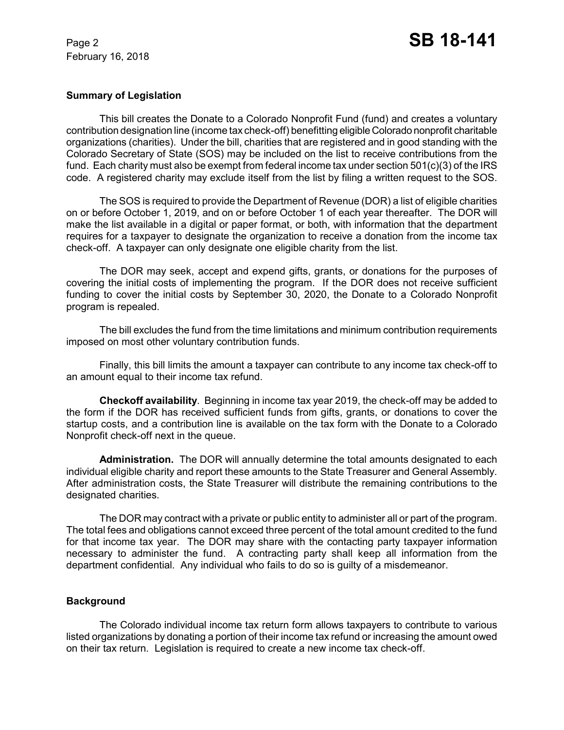### Summary of Legislation

This bill creates the Donate to a Colorado Nonprofit Fund (fund) and creates a voluntary contribution designation line (income tax check-off) benefitting eligible Colorado nonprofit charitable organizations (charities). Under the bill, charities that are registered and in good standing with the Colorado Secretary of State (SOS) may be included on the list to receive contributions from the fund. Each charity must also be exempt from federal income tax under section 501(c)(3) of the IRS code. A registered charity may exclude itself from the list by filing a written request to the SOS.

The SOS is required to provide the Department of Revenue (DOR) a list of eligible charities on or before October 1, 2019, and on or before October 1 of each year thereafter. The DOR will make the list available in a digital or paper format, or both, with information that the department requires for a taxpayer to designate the organization to receive a donation from the income tax check-off. A taxpayer can only designate one eligible charity from the list.

The DOR may seek, accept and expend gifts, grants, or donations for the purposes of covering the initial costs of implementing the program. If the DOR does not receive sufficient funding to cover the initial costs by September 30, 2020, the Donate to a Colorado Nonprofit program is repealed.

The bill excludes the fund from the time limitations and minimum contribution requirements imposed on most other voluntary contribution funds.

Finally, this bill limits the amount a taxpayer can contribute to any income tax check-off to an amount equal to their income tax refund.

**Checkoff availability**. Beginning in income tax year 2019, the check-off may be added to the form if the DOR has received sufficient funds from gifts, grants, or donations to cover the startup costs, and a contribution line is available on the tax form with the Donate to a Colorado Nonprofit check-off next in the queue.

**Administration.** The DOR will annually determine the total amounts designated to each individual eligible charity and report these amounts to the State Treasurer and General Assembly. After administration costs, the State Treasurer will distribute the remaining contributions to the designated charities.

The DOR may contract with a private or public entity to administer all or part of the program. The total fees and obligations cannot exceed three percent of the total amount credited to the fund for that income tax year. The DOR may share with the contacting party taxpayer information necessary to administer the fund. A contracting party shall keep all information from the department confidential. Any individual who fails to do so is guilty of a misdemeanor.

### Background

The Colorado individual income tax return form allows taxpayers to contribute to various listed organizations by donating a portion of their income tax refund or increasing the amount owed on their tax return. Legislation is required to create a new income tax check-off.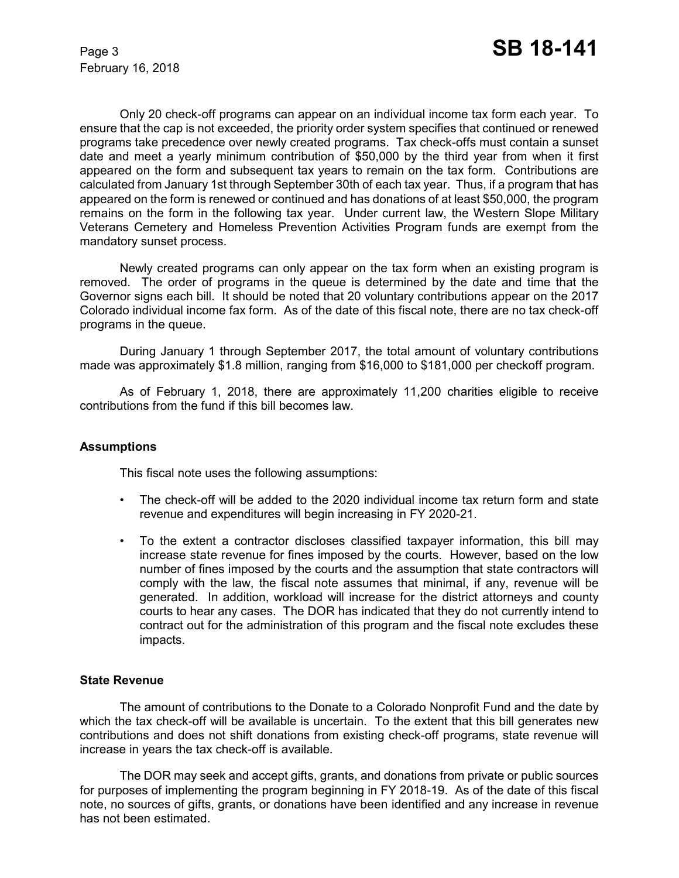Only 20 check-off programs can appear on an individual income tax form each year. To ensure that the cap is not exceeded, the priority order system specifies that continued or renewed programs take precedence over newly created programs. Tax check-offs must contain a sunset date and meet a yearly minimum contribution of $50,000 by the third year from when it first appeared on the form and subsequent tax years to remain on the tax form. Contributions are calculated from January 1st through September 30th of each tax year. Thus, if a program that has appeared on the form is renewed or continued and has donations of at least $50,000, the program remains on the form in the following tax year. Under current law, the Western Slope Military Veterans Cemetery and Homeless Prevention Activities Program funds are exempt from the mandatory sunset process.

Newly created programs can only appear on the tax form when an existing program is removed. The order of programs in the queue is determined by the date and time that the Governor signs each bill. It should be noted that 20 voluntary contributions appear on the 2017 Colorado individual income fax form. As of the date of this fiscal note, there are no tax check-off programs in the queue.

During January 1 through September 2017, the total amount of voluntary contributions made was approximately $1.8 million, ranging from $16,000 to $181,000 per checkoff program.

As of February 1, 2018, there are approximately 11,200 charities eligible to receive contributions from the fund if this bill becomes law.

## Assumptions

This fiscal note uses the following assumptions:

- The check-off will be added to the 2020 individual income tax return form and state revenue and expenditures will begin increasing in FY 2020-21.
- To the extent a contractor discloses classified taxpayer information, this bill may increase state revenue for fines imposed by the courts. However, based on the low number of fines imposed by the courts and the assumption that state contractors will comply with the law, the fiscal note assumes that minimal, if any, revenue will be generated. In addition, workload will increase for the district attorneys and county courts to hear any cases. The DOR has indicated that they do not currently intend to contract out for the administration of this program and the fiscal note excludes these impacts.

## State Revenue

The amount of contributions to the Donate to a Colorado Nonprofit Fund and the date by which the tax check-off will be available is uncertain. To the extent that this bill generates new contributions and does not shift donations from existing check-off programs, state revenue will increase in years the tax check-off is available.

The DOR may seek and accept gifts, grants, and donations from private or public sources for purposes of implementing the program beginning in FY 2018-19. As of the date of this fiscal note, no sources of gifts, grants, or donations have been identified and any increase in revenue has not been estimated.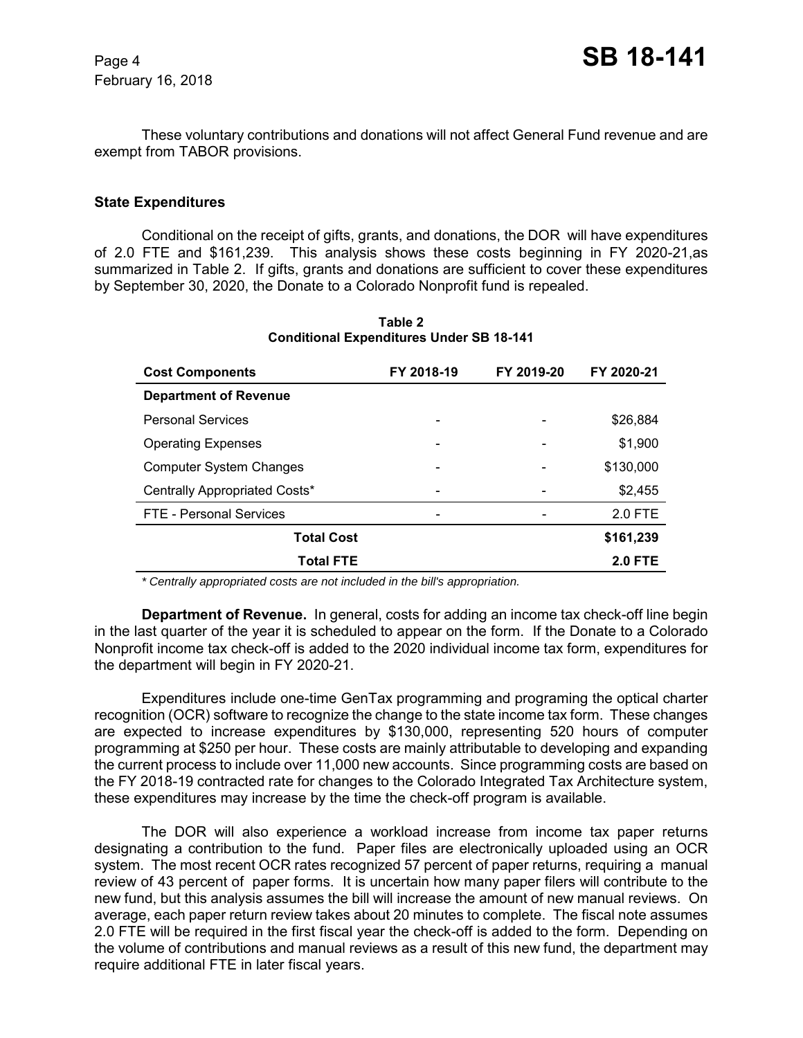These voluntary contributions and donations will not affect General Fund revenue and are exempt from TABOR provisions.

## State Expenditures

Conditional on the receipt of gifts, grants, and donations, the DOR will have expenditures of 2.0 FTE and $161,239. This analysis shows these costs beginning in FY 2020-21,as summarized in Table 2. If gifts, grants and donations are sufficient to cover these expenditures by September 30, 2020, the Donate to a Colorado Nonprofit fund is repealed.

**Table 2**
**Conditional Expenditures Under SB 18-141**

| Cost Components | FY 2018-19 | FY 2019-20 | FY 2020-21 |
|---|---|---|---|
| **Department of Revenue** | | | |
| Personal Services | - | - | $26,884 |
| Operating Expenses | - | - | $1,900 |
| Computer System Changes | - | - | $130,000 |
| Centrally Appropriated Costs* | - | - | $2,455 |
| FTE - Personal Services | - | - | 2.0 FTE |
| **Total Cost** | | | **$161,239** |
| **Total FTE** | | | **2.0 FTE** |

*\* Centrally appropriated costs are not included in the bill's appropriation.*

**Department of Revenue.** In general, costs for adding an income tax check-off line begin in the last quarter of the year it is scheduled to appear on the form. If the Donate to a Colorado Nonprofit income tax check-off is added to the 2020 individual income tax form, expenditures for the department will begin in FY 2020-21.

Expenditures include one-time GenTax programming and programing the optical charter recognition (OCR) software to recognize the change to the state income tax form. These changes are expected to increase expenditures by $130,000, representing 520 hours of computer programming at $250 per hour. These costs are mainly attributable to developing and expanding the current process to include over 11,000 new accounts. Since programming costs are based on the FY 2018-19 contracted rate for changes to the Colorado Integrated Tax Architecture system, these expenditures may increase by the time the check-off program is available.

The DOR will also experience a workload increase from income tax paper returns designating a contribution to the fund. Paper files are electronically uploaded using an OCR system. The most recent OCR rates recognized 57 percent of paper returns, requiring a manual review of 43 percent of paper forms. It is uncertain how many paper filers will contribute to the new fund, but this analysis assumes the bill will increase the amount of new manual reviews. On average, each paper return review takes about 20 minutes to complete. The fiscal note assumes 2.0 FTE will be required in the first fiscal year the check-off is added to the form. Depending on the volume of contributions and manual reviews as a result of this new fund, the department may require additional FTE in later fiscal years.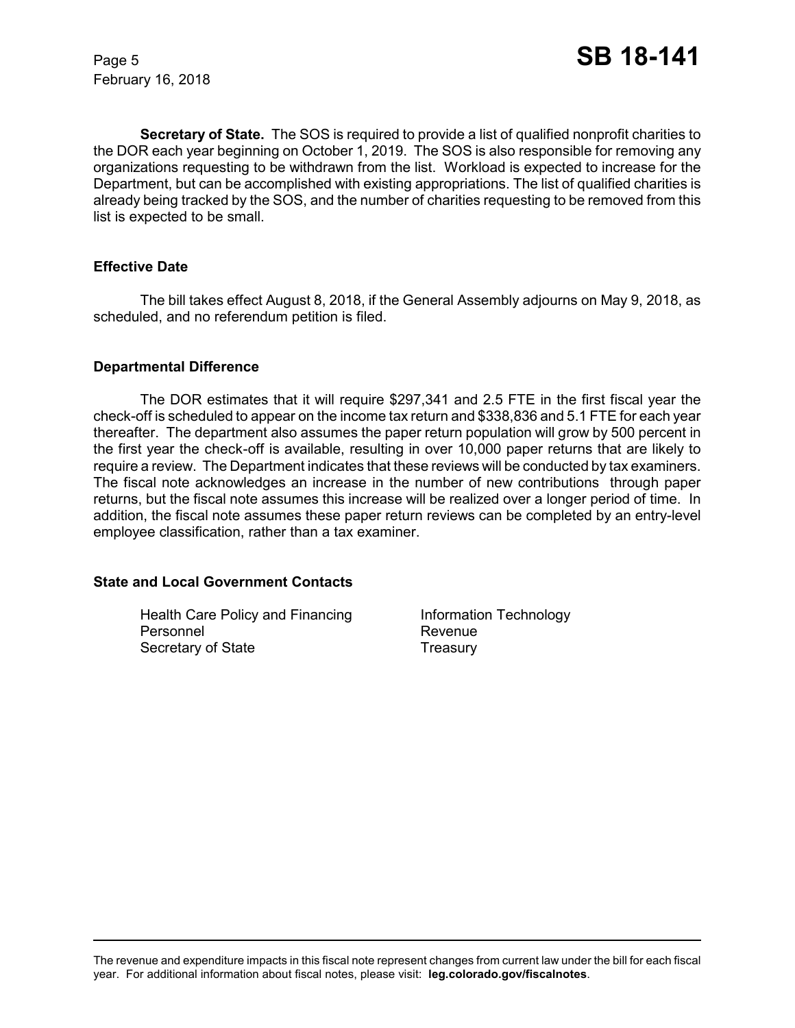**Secretary of State.** The SOS is required to provide a list of qualified nonprofit charities to the DOR each year beginning on October 1, 2019. The SOS is also responsible for removing any organizations requesting to be withdrawn from the list. Workload is expected to increase for the Department, but can be accomplished with existing appropriations. The list of qualified charities is already being tracked by the SOS, and the number of charities requesting to be removed from this list is expected to be small.

### Effective Date

The bill takes effect August 8, 2018, if the General Assembly adjourns on May 9, 2018, as scheduled, and no referendum petition is filed.

### Departmental Difference

The DOR estimates that it will require $297,341 and 2.5 FTE in the first fiscal year the check-off is scheduled to appear on the income tax return and $338,836 and 5.1 FTE for each year thereafter. The department also assumes the paper return population will grow by 500 percent in the first year the check-off is available, resulting in over 10,000 paper returns that are likely to require a review. The Department indicates that these reviews will be conducted by tax examiners. The fiscal note acknowledges an increase in the number of new contributions through paper returns, but the fiscal note assumes this increase will be realized over a longer period of time. In addition, the fiscal note assumes these paper return reviews can be completed by an entry-level employee classification, rather than a tax examiner.

### State and Local Government Contacts

| | |
|---|---|
| Health Care Policy and Financing | Information Technology |
| Personnel | Revenue |
| Secretary of State | Treasury |

The revenue and expenditure impacts in this fiscal note represent changes from current law under the bill for each fiscal year. For additional information about fiscal notes, please visit: **leg.colorado.gov/fiscalnotes**.